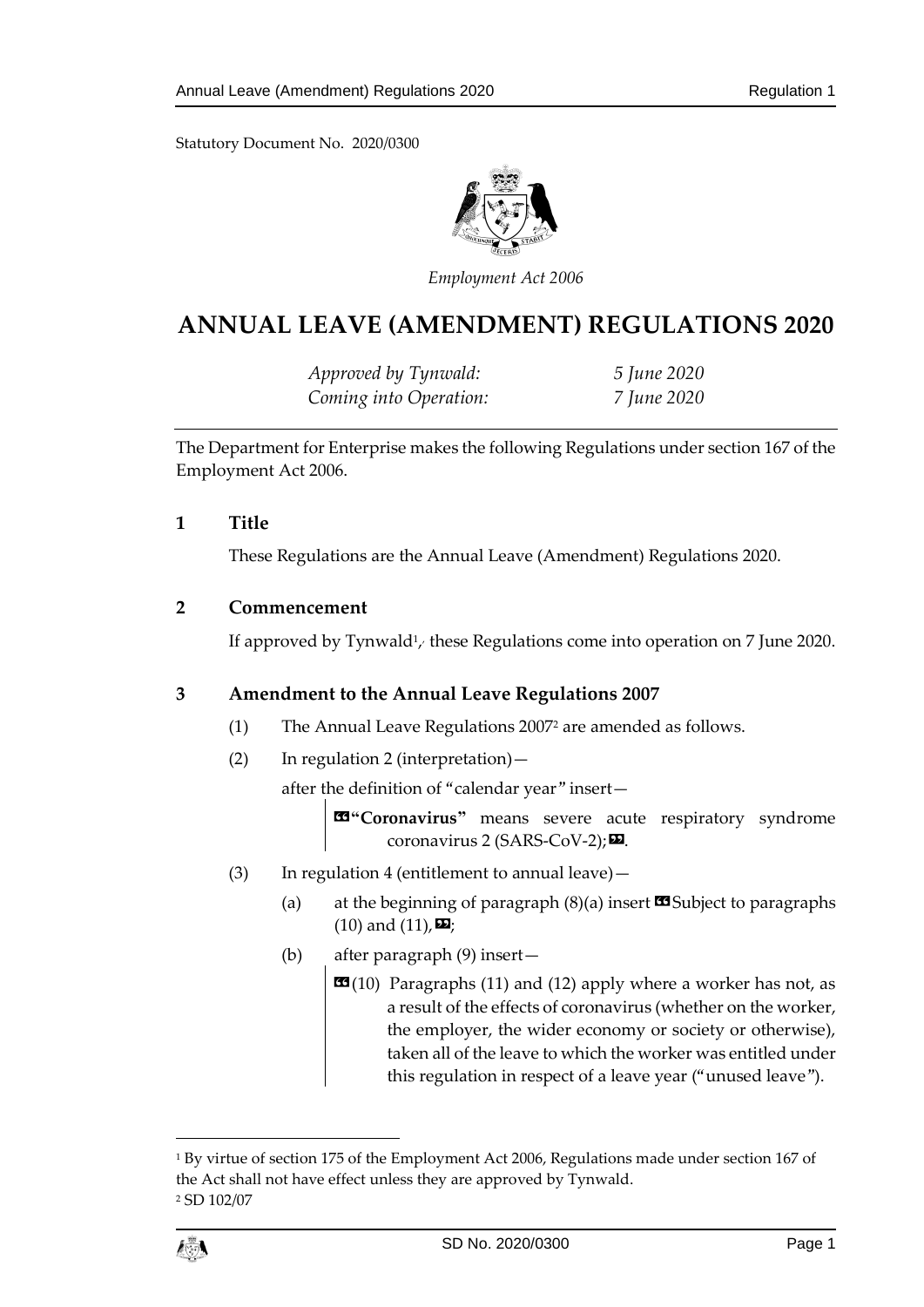Statutory Document No. 2020/0300

*Employment Act 2006*

# ANNUAL LEAVE (AMENDMENT) REGULATIONS 2020

*Approved by Tynwald:* *5 June 2020*
*Coming into Operation:* *7 June 2020*

The Department for Enterprise makes the following Regulations under section 167 of the Employment Act 2006.

## 1 Title

These Regulations are the Annual Leave (Amendment) Regulations 2020.

## 2 Commencement

If approved by Tynwald[1], these Regulations come into operation on 7 June 2020.

## 3 Amendment to the Annual Leave Regulations 2007

(1) The Annual Leave Regulations 2007[2] are amended as follows.

(2) In regulation 2 (interpretation)—

after the definition of "calendar year" insert—

> «**"Coronavirus"** means severe acute respiratory syndrome coronavirus 2 (SARS-CoV-2);».

(3) In regulation 4 (entitlement to annual leave)—

(a) at the beginning of paragraph (8)(a) insert «Subject to paragraphs (10) and (11),»;

(b) after paragraph (9) insert—

> «(10) Paragraphs (11) and (12) apply where a worker has not, as a result of the effects of coronavirus (whether on the worker, the employer, the wider economy or society or otherwise), taken all of the leave to which the worker was entitled under this regulation in respect of a leave year ("unused leave").

---

[1] By virtue of section 175 of the Employment Act 2006, Regulations made under section 167 of the Act shall not have effect unless they are approved by Tynwald.

[2] SD 102/07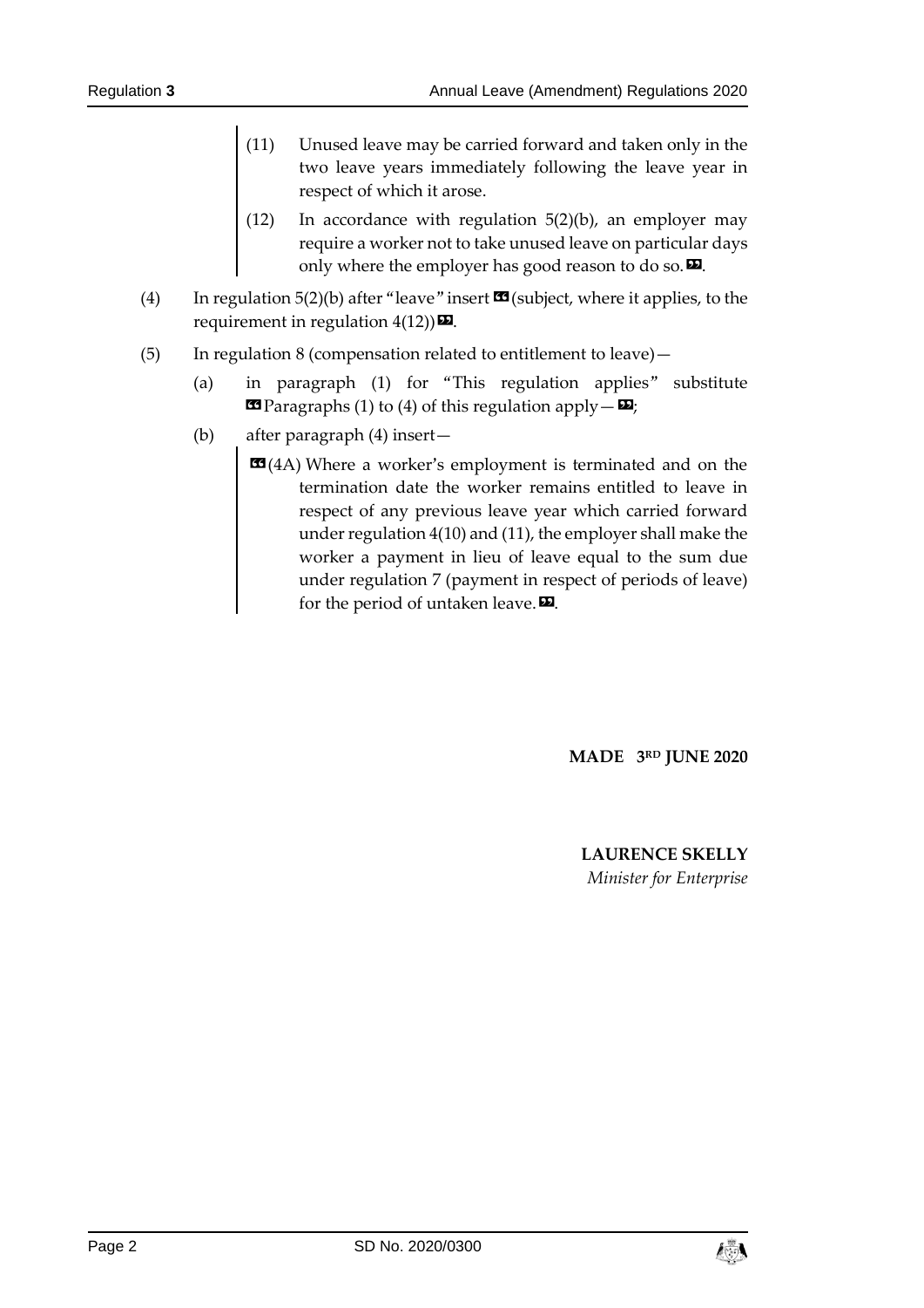(11) Unused leave may be carried forward and taken only in the two leave years immediately following the leave year in respect of which it arose.

(12) In accordance with regulation 5(2)(b), an employer may require a worker not to take unused leave on particular days only where the employer has good reason to do so. ».

(4) In regulation 5(2)(b) after "leave" insert « (subject, where it applies, to the requirement in regulation 4(12)) ».

(5) In regulation 8 (compensation related to entitlement to leave)—

(a) in paragraph (1) for "This regulation applies" substitute « Paragraphs (1) to (4) of this regulation apply— »;

(b) after paragraph (4) insert—

« (4A) Where a worker's employment is terminated and on the termination date the worker remains entitled to leave in respect of any previous leave year which carried forward under regulation 4(10) and (11), the employer shall make the worker a payment in lieu of leave equal to the sum due under regulation 7 (payment in respect of periods of leave) for the period of untaken leave. ».

**MADE 3RD JUNE 2020**

**LAURENCE SKELLY**
*Minister for Enterprise*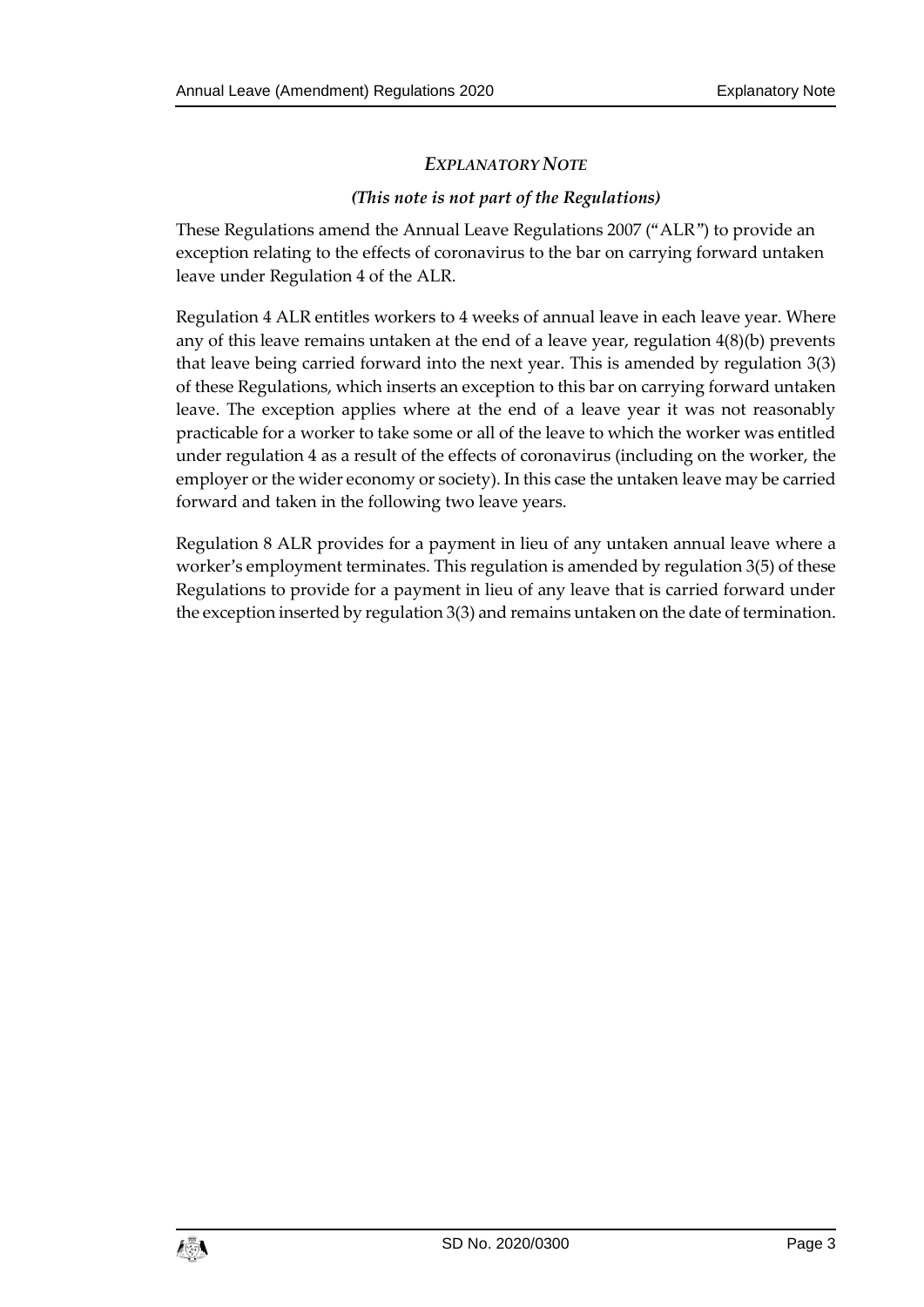## *EXPLANATORY NOTE*

***(This note is not part of the Regulations)***

These Regulations amend the Annual Leave Regulations 2007 ("ALR") to provide an exception relating to the effects of coronavirus to the bar on carrying forward untaken leave under Regulation 4 of the ALR.

Regulation 4 ALR entitles workers to 4 weeks of annual leave in each leave year. Where any of this leave remains untaken at the end of a leave year, regulation 4(8)(b) prevents that leave being carried forward into the next year. This is amended by regulation 3(3) of these Regulations, which inserts an exception to this bar on carrying forward untaken leave. The exception applies where at the end of a leave year it was not reasonably practicable for a worker to take some or all of the leave to which the worker was entitled under regulation 4 as a result of the effects of coronavirus (including on the worker, the employer or the wider economy or society). In this case the untaken leave may be carried forward and taken in the following two leave years.

Regulation 8 ALR provides for a payment in lieu of any untaken annual leave where a worker's employment terminates. This regulation is amended by regulation 3(5) of these Regulations to provide for a payment in lieu of any leave that is carried forward under the exception inserted by regulation 3(3) and remains untaken on the date of termination.